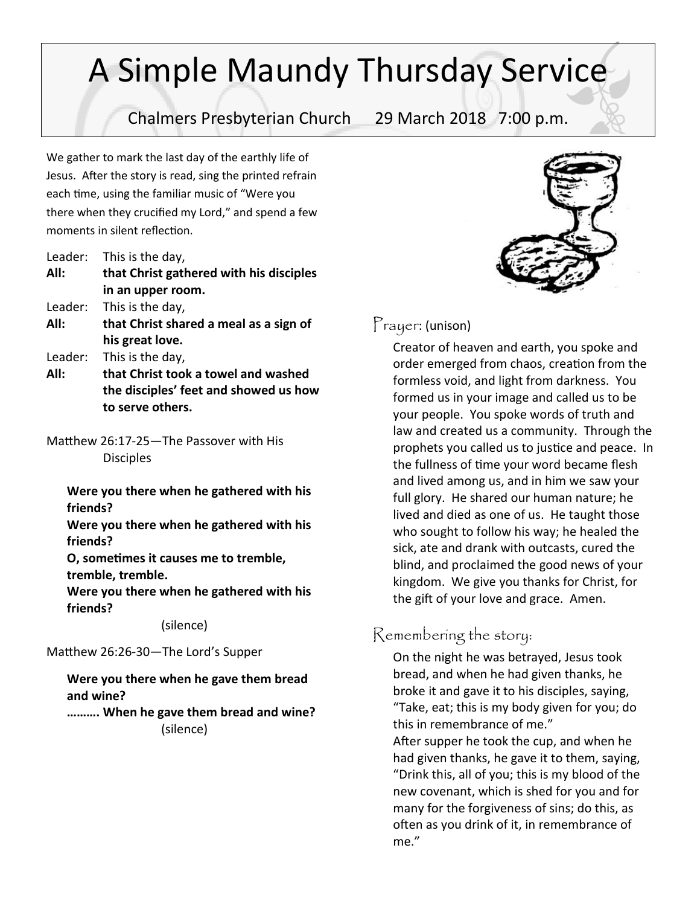# A Simple Maundy Thursday Service

Chalmers Presbyterian Church     29 March 2018   7:00 p.m.

We gather to mark the last day of the earthly life of Jesus. After the story is read, sing the printed refrain each time, using the familiar music of "Were you there when they crucified my Lord," and spend a few moments in silent reflection.

Leader: This is the day,
**All: that Christ gathered with his disciples in an upper room.**
Leader: This is the day,
**All: that Christ shared a meal as a sign of his great love.**
Leader: This is the day,
**All: that Christ took a towel and washed the disciples' feet and showed us how to serve others.**

Matthew 26:17-25—The Passover with His Disciples

**Were you there when he gathered with his friends?**
**Were you there when he gathered with his friends?**
**O, sometimes it causes me to tremble, tremble, tremble.**
**Were you there when he gathered with his friends?**

(silence)

Matthew 26:26-30—The Lord's Supper

**Were you there when he gave them bread and wine?**
**………. When he gave them bread and wine?**

(silence)

## Prayer: (unison)

Creator of heaven and earth, you spoke and order emerged from chaos, creation from the formless void, and light from darkness. You formed us in your image and called us to be your people. You spoke words of truth and law and created us a community. Through the prophets you called us to justice and peace. In the fullness of time your word became flesh and lived among us, and in him we saw your full glory. He shared our human nature; he lived and died as one of us. He taught those who sought to follow his way; he healed the sick, ate and drank with outcasts, cured the blind, and proclaimed the good news of your kingdom. We give you thanks for Christ, for the gift of your love and grace. Amen.

## Remembering the story:

On the night he was betrayed, Jesus took bread, and when he had given thanks, he broke it and gave it to his disciples, saying, "Take, eat; this is my body given for you; do this in remembrance of me."
After supper he took the cup, and when he had given thanks, he gave it to them, saying, "Drink this, all of you; this is my blood of the new covenant, which is shed for you and for many for the forgiveness of sins; do this, as often as you drink of it, in remembrance of me."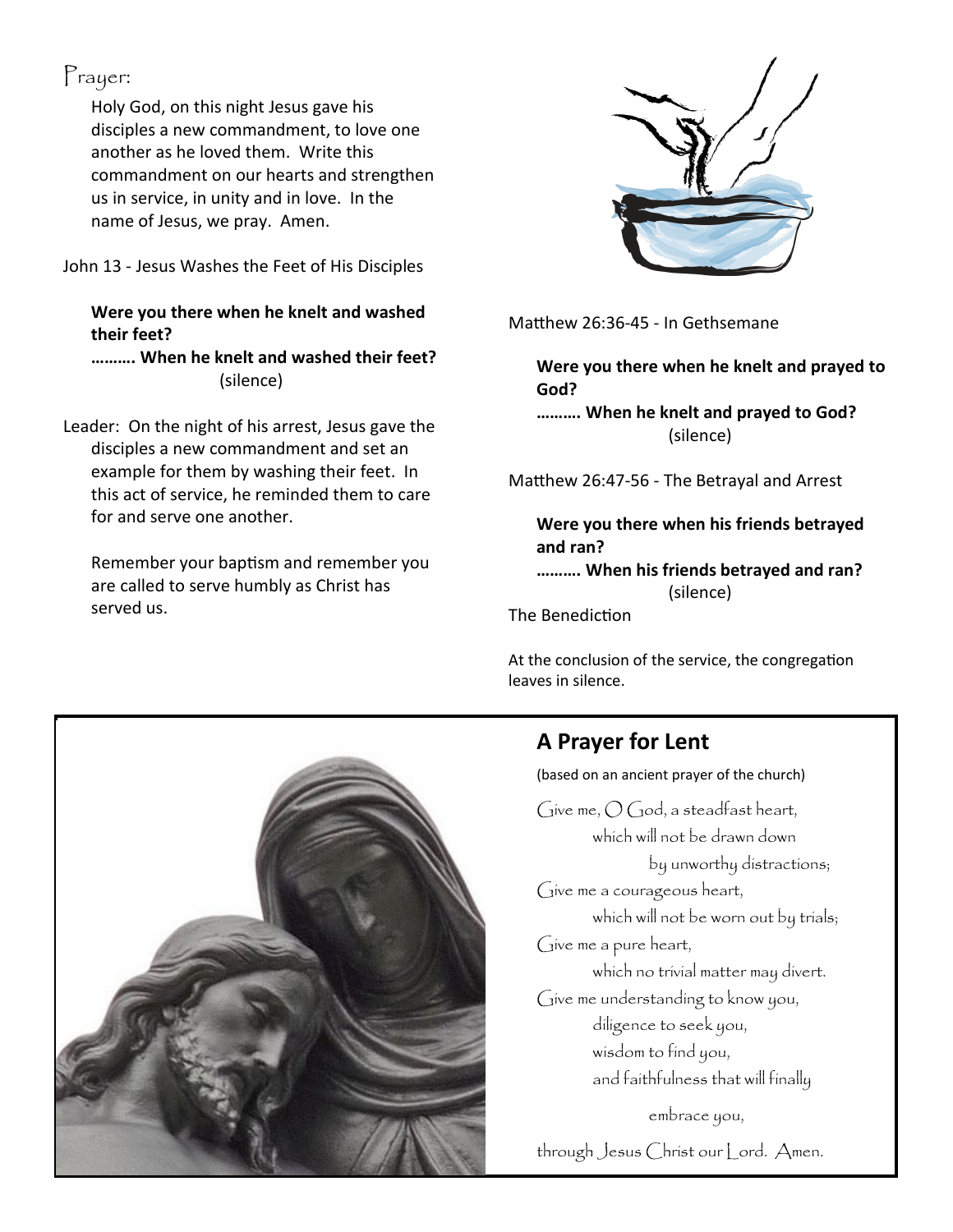Prayer:

Holy God, on this night Jesus gave his disciples a new commandment, to love one another as he loved them. Write this commandment on our hearts and strengthen us in service, in unity and in love. In the name of Jesus, we pray. Amen.

John 13 - Jesus Washes the Feet of His Disciples

**Were you there when he knelt and washed their feet?**
**………. When he knelt and washed their feet?**
(silence)

Leader: On the night of his arrest, Jesus gave the disciples a new commandment and set an example for them by washing their feet. In this act of service, he reminded them to care for and serve one another.

Remember your baptism and remember you are called to serve humbly as Christ has served us.

Matthew 26:36-45 - In Gethsemane

**Were you there when he knelt and prayed to God?**
**………. When he knelt and prayed to God?**
(silence)

Matthew 26:47-56 - The Betrayal and Arrest

**Were you there when his friends betrayed and ran?**
**………. When his friends betrayed and ran?**
(silence)

The Benediction

At the conclusion of the service, the congregation leaves in silence.

## A Prayer for Lent

(based on an ancient prayer of the church)

Give me, O God, a steadfast heart,
which will not be drawn down
by unworthy distractions;
Give me a courageous heart,
which will not be worn out by trials;
Give me a pure heart,
which no trivial matter may divert.
Give me understanding to know you,
diligence to seek you,
wisdom to find you,
and faithfulness that will finally
embrace you,
through Jesus Christ our Lord. Amen.